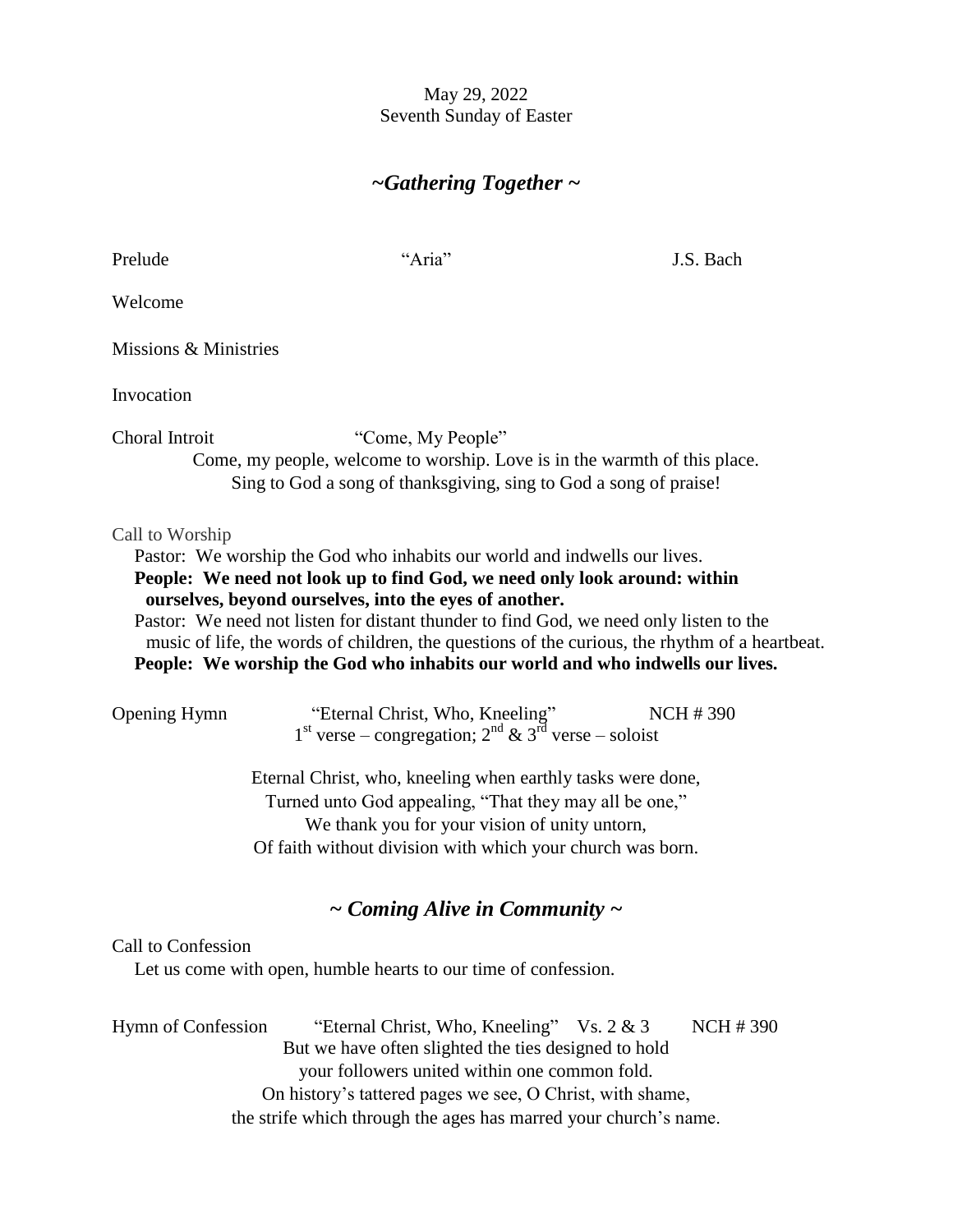May 29, 2022
Seventh Sunday of Easter

## *~Gathering Together ~*

Prelude "Aria" J.S. Bach

Welcome

Missions & Ministries

Invocation

Choral Introit "Come, My People"

Come, my people, welcome to worship. Love is in the warmth of this place.
Sing to God a song of thanksgiving, sing to God a song of praise!

Call to Worship

Pastor: We worship the God who inhabits our world and indwells our lives.

**People: We need not look up to find God, we need only look around: within ourselves, beyond ourselves, into the eyes of another.**

Pastor: We need not listen for distant thunder to find God, we need only listen to the music of life, the words of children, the questions of the curious, the rhythm of a heartbeat.

**People: We worship the God who inhabits our world and who indwells our lives.**

Opening Hymn "Eternal Christ, Who, Kneeling" NCH # 390

1st verse – congregation; 2nd & 3rd verse – soloist

Eternal Christ, who, kneeling when earthly tasks were done,
Turned unto God appealing, "That they may all be one,"
We thank you for your vision of unity untorn,
Of faith without division with which your church was born.

## *~ Coming Alive in Community ~*

Call to Confession

Let us come with open, humble hearts to our time of confession.

Hymn of Confession "Eternal Christ, Who, Kneeling" Vs. 2 & 3 NCH # 390

But we have often slighted the ties designed to hold
your followers united within one common fold.
On history's tattered pages we see, O Christ, with shame,
the strife which through the ages has marred your church's name.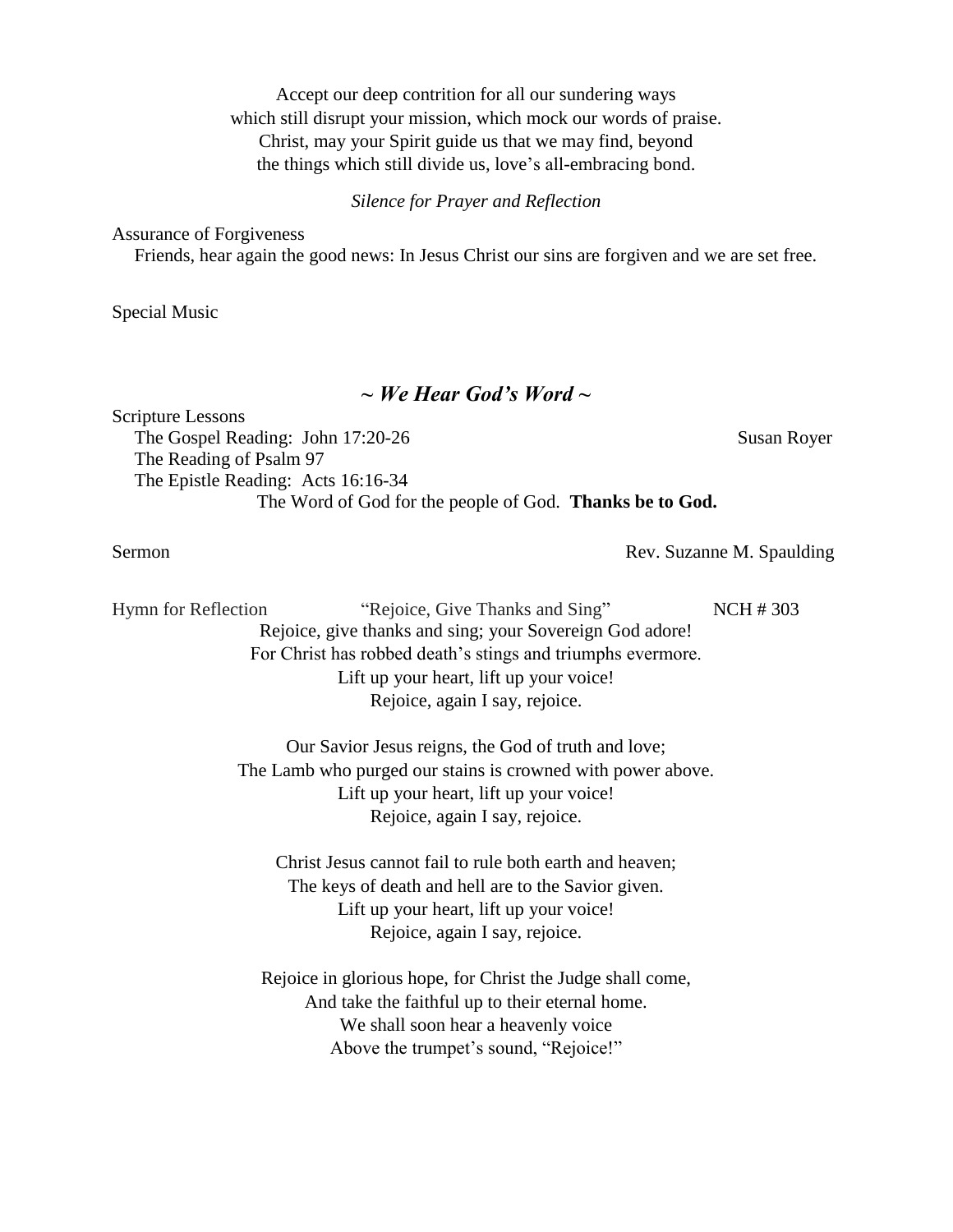Accept our deep contrition for all our sundering ways
which still disrupt your mission, which mock our words of praise.
Christ, may your Spirit guide us that we may find, beyond
the things which still divide us, love's all-embracing bond.

*Silence for Prayer and Reflection*

Assurance of Forgiveness
Friends, hear again the good news: In Jesus Christ our sins are forgiven and we are set free.

Special Music

## *~ We Hear God's Word ~*

Scripture Lessons
The Gospel Reading: John 17:20-26 — Susan Royer
The Reading of Psalm 97
The Epistle Reading: Acts 16:16-34
The Word of God for the people of God. **Thanks be to God.**

Sermon — Rev. Suzanne M. Spaulding

Hymn for Reflection — "Rejoice, Give Thanks and Sing" — NCH # 303

Rejoice, give thanks and sing; your Sovereign God adore!
For Christ has robbed death's stings and triumphs evermore.
Lift up your heart, lift up your voice!
Rejoice, again I say, rejoice.

Our Savior Jesus reigns, the God of truth and love;
The Lamb who purged our stains is crowned with power above.
Lift up your heart, lift up your voice!
Rejoice, again I say, rejoice.

Christ Jesus cannot fail to rule both earth and heaven;
The keys of death and hell are to the Savior given.
Lift up your heart, lift up your voice!
Rejoice, again I say, rejoice.

Rejoice in glorious hope, for Christ the Judge shall come,
And take the faithful up to their eternal home.
We shall soon hear a heavenly voice
Above the trumpet's sound, "Rejoice!"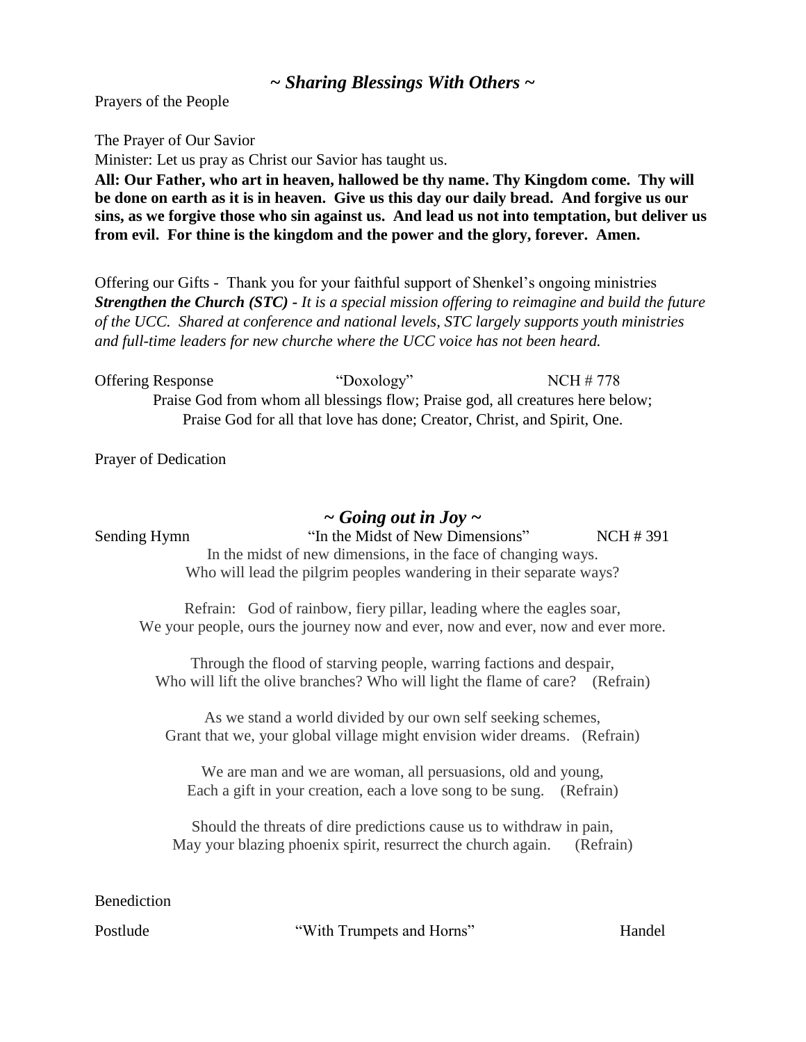## *~ Sharing Blessings With Others ~*

Prayers of the People

The Prayer of Our Savior

Minister: Let us pray as Christ our Savior has taught us.

**All: Our Father, who art in heaven, hallowed be thy name. Thy Kingdom come. Thy will be done on earth as it is in heaven. Give us this day our daily bread. And forgive us our sins, as we forgive those who sin against us. And lead us not into temptation, but deliver us from evil. For thine is the kingdom and the power and the glory, forever. Amen.**

Offering our Gifts - Thank you for your faithful support of Shenkel's ongoing ministries

***Strengthen the Church (STC) -*** *It is a special mission offering to reimagine and build the future of the UCC. Shared at conference and national levels, STC largely supports youth ministries and full-time leaders for new churche where the UCC voice has not been heard.*

Offering Response "Doxology" NCH # 778

Praise God from whom all blessings flow; Praise god, all creatures here below;
Praise God for all that love has done; Creator, Christ, and Spirit, One.

Prayer of Dedication

## *~ Going out in Joy ~*

Sending Hymn "In the Midst of New Dimensions" NCH # 391

In the midst of new dimensions, in the face of changing ways.
Who will lead the pilgrim peoples wandering in their separate ways?

Refrain: God of rainbow, fiery pillar, leading where the eagles soar,
We your people, ours the journey now and ever, now and ever, now and ever more.

Through the flood of starving people, warring factions and despair,
Who will lift the olive branches? Who will light the flame of care? (Refrain)

As we stand a world divided by our own self seeking schemes,
Grant that we, your global village might envision wider dreams. (Refrain)

We are man and we are woman, all persuasions, old and young,
Each a gift in your creation, each a love song to be sung. (Refrain)

Should the threats of dire predictions cause us to withdraw in pain,
May your blazing phoenix spirit, resurrect the church again. (Refrain)

Benediction

Postlude "With Trumpets and Horns" Handel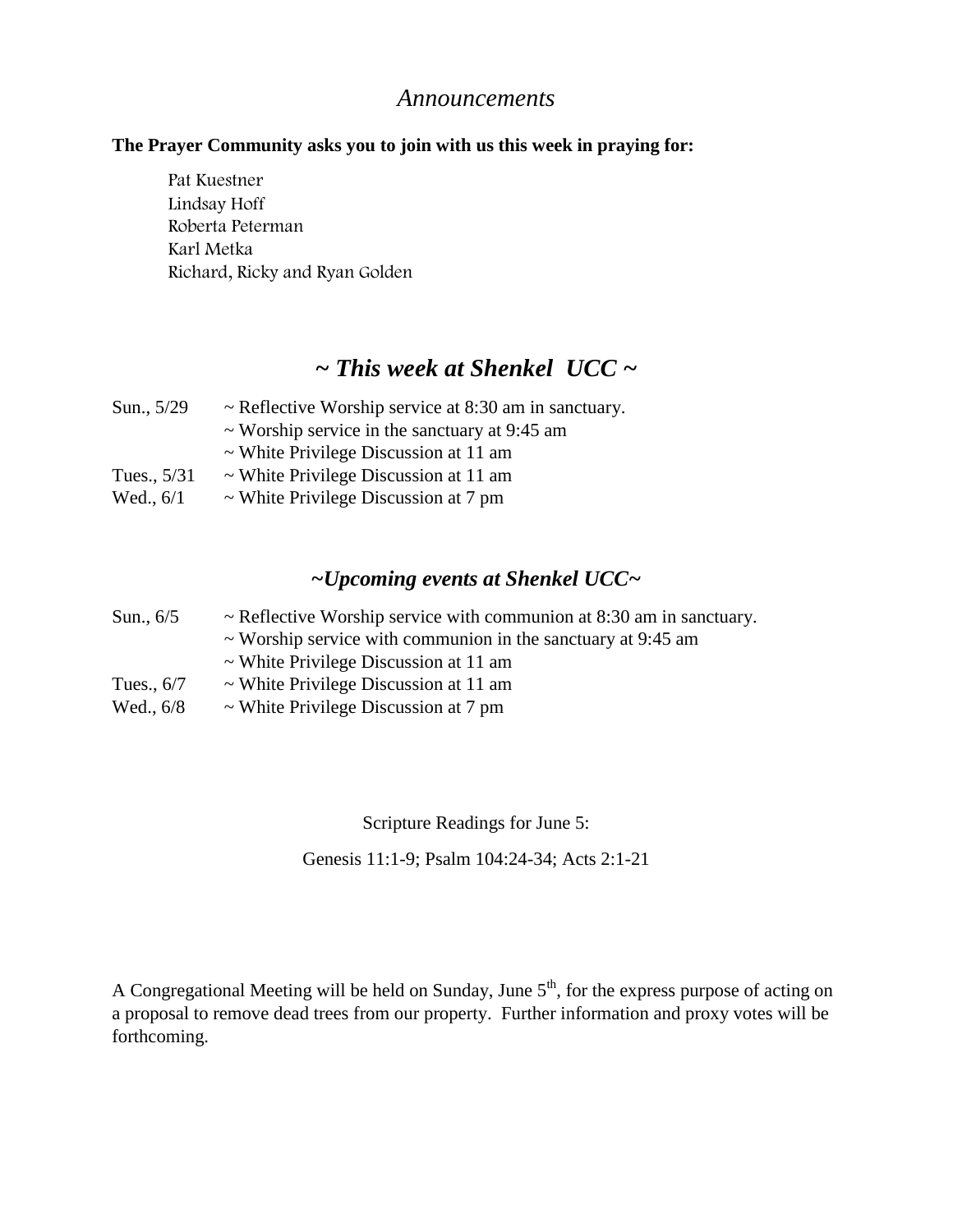# *Announcements*

**The Prayer Community asks you to join with us this week in praying for:**

Pat Kuestner
Lindsay Hoff
Roberta Peterman
Karl Metka
Richard, Ricky and Ryan Golden

## *~ This week at Shenkel UCC ~*

| | |
|---|---|
| Sun., 5/29 | ~ Reflective Worship service at 8:30 am in sanctuary. |
| | ~ Worship service in the sanctuary at 9:45 am |
| | ~ White Privilege Discussion at 11 am |
| Tues., 5/31 | ~ White Privilege Discussion at 11 am |
| Wed., 6/1 | ~ White Privilege Discussion at 7 pm |

## *~Upcoming events at Shenkel UCC~*

| | |
|---|---|
| Sun., 6/5 | ~ Reflective Worship service with communion at 8:30 am in sanctuary. |
| | ~ Worship service with communion in the sanctuary at 9:45 am |
| | ~ White Privilege Discussion at 11 am |
| Tues., 6/7 | ~ White Privilege Discussion at 11 am |
| Wed., 6/8 | ~ White Privilege Discussion at 7 pm |

Scripture Readings for June 5:

Genesis 11:1-9; Psalm 104:24-34; Acts 2:1-21

A Congregational Meeting will be held on Sunday, June 5th, for the express purpose of acting on a proposal to remove dead trees from our property. Further information and proxy votes will be forthcoming.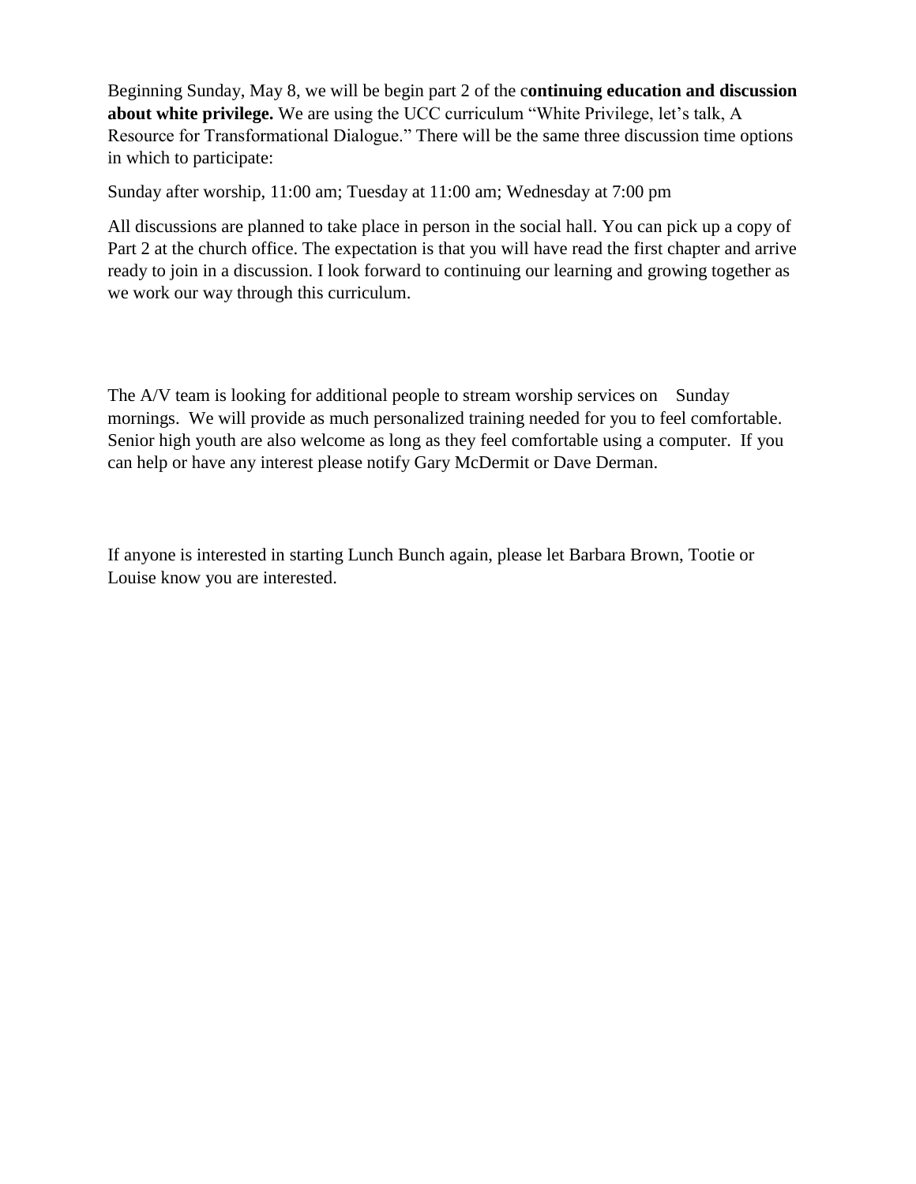Beginning Sunday, May 8, we will be begin part 2 of the c**ontinuing education and discussion about white privilege.** We are using the UCC curriculum "White Privilege, let's talk, A Resource for Transformational Dialogue." There will be the same three discussion time options in which to participate:

Sunday after worship, 11:00 am; Tuesday at 11:00 am; Wednesday at 7:00 pm

All discussions are planned to take place in person in the social hall. You can pick up a copy of Part 2 at the church office. The expectation is that you will have read the first chapter and arrive ready to join in a discussion. I look forward to continuing our learning and growing together as we work our way through this curriculum.

The A/V team is looking for additional people to stream worship services on Sunday mornings. We will provide as much personalized training needed for you to feel comfortable. Senior high youth are also welcome as long as they feel comfortable using a computer. If you can help or have any interest please notify Gary McDermit or Dave Derman.

If anyone is interested in starting Lunch Bunch again, please let Barbara Brown, Tootie or Louise know you are interested.